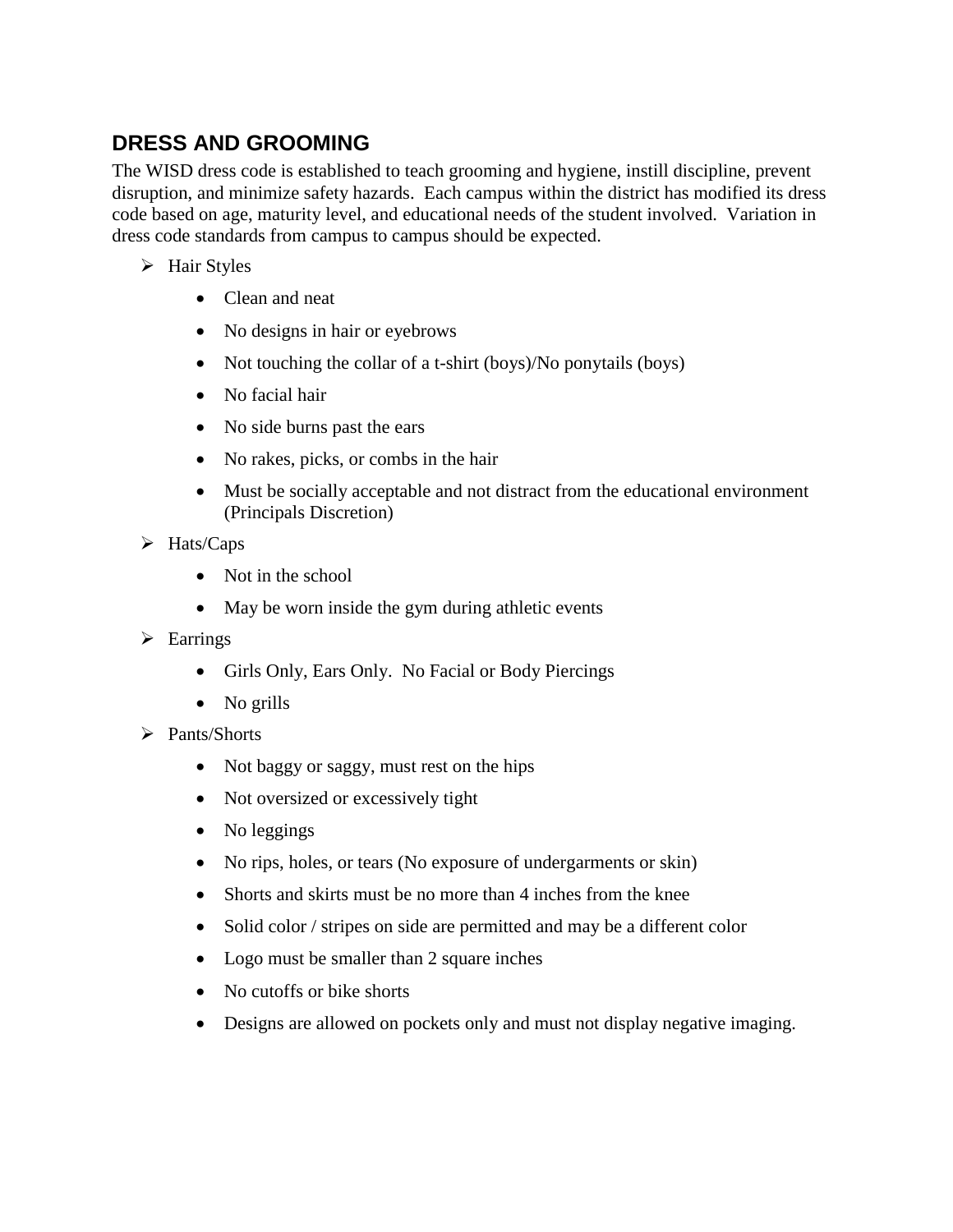## DRESS AND GROOMING

The WISD dress code is established to teach grooming and hygiene, instill discipline, prevent disruption, and minimize safety hazards. Each campus within the district has modified its dress code based on age, maturity level, and educational needs of the student involved. Variation in dress code standards from campus to campus should be expected.

- Hair Styles
  - Clean and neat
  - No designs in hair or eyebrows
  - Not touching the collar of a t-shirt (boys)/No ponytails (boys)
  - No facial hair
  - No side burns past the ears
  - No rakes, picks, or combs in the hair
  - Must be socially acceptable and not distract from the educational environment (Principals Discretion)
- Hats/Caps
  - Not in the school
  - May be worn inside the gym during athletic events
- Earrings
  - Girls Only, Ears Only. No Facial or Body Piercings
  - No grills
- Pants/Shorts
  - Not baggy or saggy, must rest on the hips
  - Not oversized or excessively tight
  - No leggings
  - No rips, holes, or tears (No exposure of undergarments or skin)
  - Shorts and skirts must be no more than 4 inches from the knee
  - Solid color / stripes on side are permitted and may be a different color
  - Logo must be smaller than 2 square inches
  - No cutoffs or bike shorts
  - Designs are allowed on pockets only and must not display negative imaging.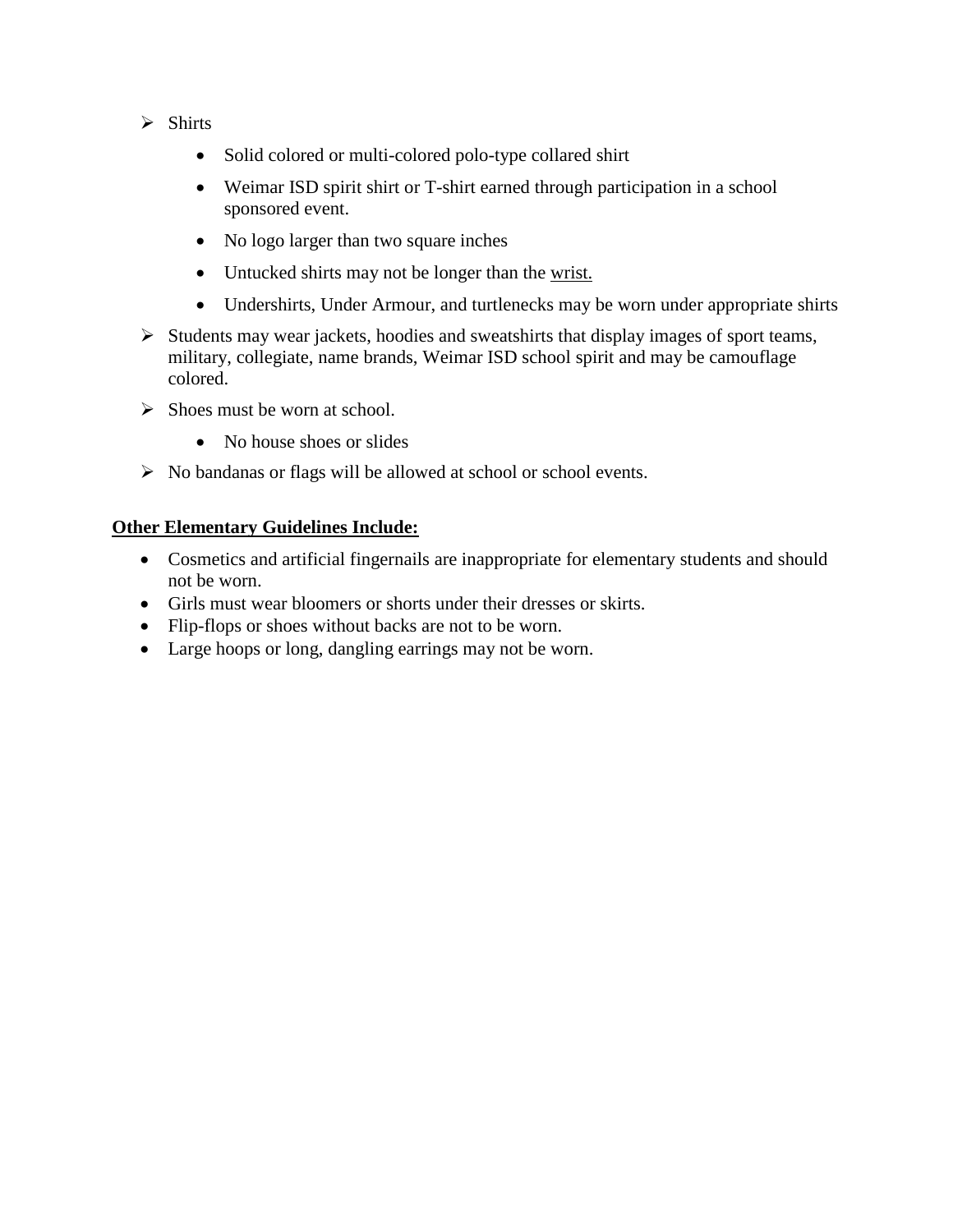- Shirts
    - Solid colored or multi-colored polo-type collared shirt
    - Weimar ISD spirit shirt or T-shirt earned through participation in a school sponsored event.
    - No logo larger than two square inches
    - Untucked shirts may not be longer than the <u>wrist.</u>
    - Undershirts, Under Armour, and turtlenecks may be worn under appropriate shirts
- Students may wear jackets, hoodies and sweatshirts that display images of sport teams, military, collegiate, name brands, Weimar ISD school spirit and may be camouflage colored.
- Shoes must be worn at school.
    - No house shoes or slides
- No bandanas or flags will be allowed at school or school events.

**<u>Other Elementary Guidelines Include:</u>**

- Cosmetics and artificial fingernails are inappropriate for elementary students and should not be worn.
- Girls must wear bloomers or shorts under their dresses or skirts.
- Flip-flops or shoes without backs are not to be worn.
- Large hoops or long, dangling earrings may not be worn.